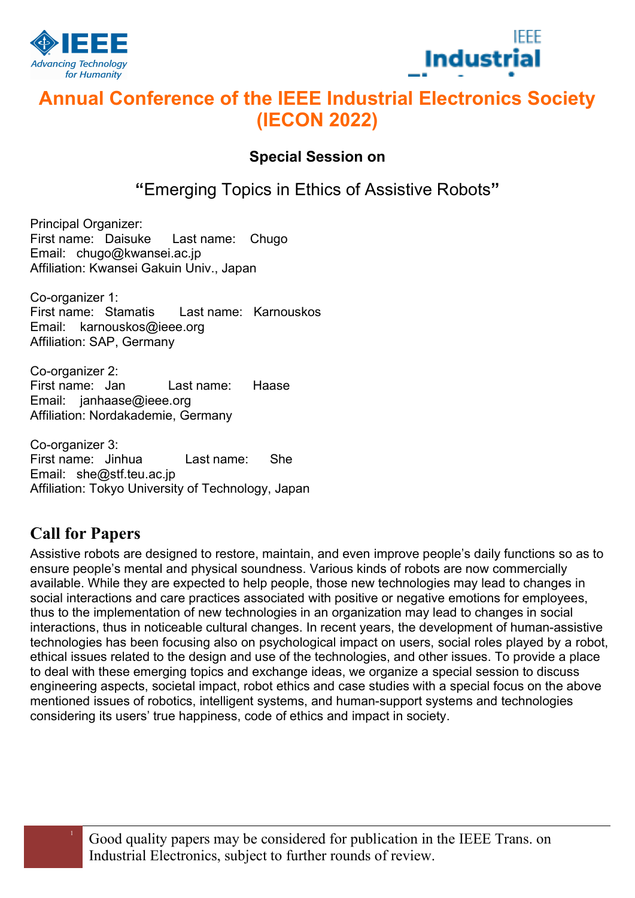# Annual Conference of the IEEE Industrial Electronics Society (IECON 2022)

### Special Session on

## "Emerging Topics in Ethics of Assistive Robots"

Principal Organizer:
First name: Daisuke  Last name: Chugo
Email: chugo@kwansei.ac.jp
Affiliation: Kwansei Gakuin Univ., Japan

Co-organizer 1:
First name: Stamatis  Last name: Karnouskos
Email: karnouskos@ieee.org
Affiliation: SAP, Germany

Co-organizer 2:
First name: Jan  Last name: Haase
Email: janhaase@ieee.org
Affiliation: Nordakademie, Germany

Co-organizer 3:
First name: Jinhua  Last name: She
Email: she@stf.teu.ac.jp
Affiliation: Tokyo University of Technology, Japan

## Call for Papers

Assistive robots are designed to restore, maintain, and even improve people's daily functions so as to ensure people's mental and physical soundness. Various kinds of robots are now commercially available. While they are expected to help people, those new technologies may lead to changes in social interactions and care practices associated with positive or negative emotions for employees, thus to the implementation of new technologies in an organization may lead to changes in social interactions, thus in noticeable cultural changes. In recent years, the development of human-assistive technologies has been focusing also on psychological impact on users, social roles played by a robot, ethical issues related to the design and use of the technologies, and other issues. To provide a place to deal with these emerging topics and exchange ideas, we organize a special session to discuss engineering aspects, societal impact, robot ethics and case studies with a special focus on the above mentioned issues of robotics, intelligent systems, and human-support systems and technologies considering its users' true happiness, code of ethics and impact in society.

Good quality papers may be considered for publication in the IEEE Trans. on Industrial Electronics, subject to further rounds of review.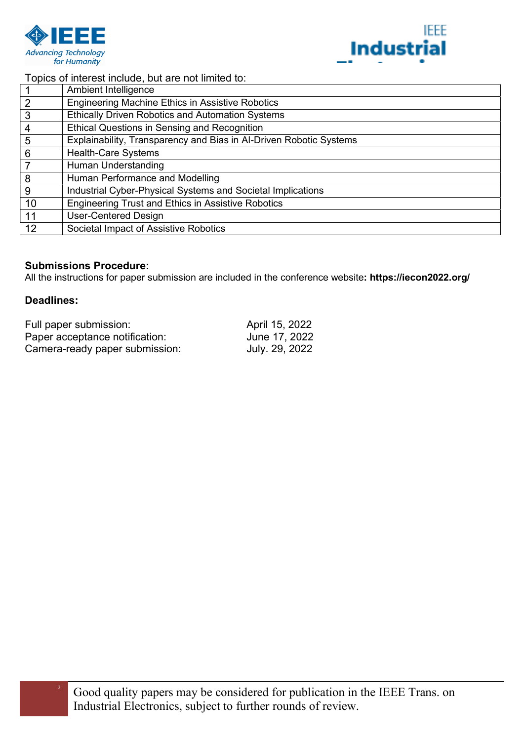Topics of interest include, but are not limited to:

| | |
|---|---|
| 1 | Ambient Intelligence |
| 2 | Engineering Machine Ethics in Assistive Robotics |
| 3 | Ethically Driven Robotics and Automation Systems |
| 4 | Ethical Questions in Sensing and Recognition |
| 5 | Explainability, Transparency and Bias in AI-Driven Robotic Systems |
| 6 | Health-Care Systems |
| 7 | Human Understanding |
| 8 | Human Performance and Modelling |
| 9 | Industrial Cyber-Physical Systems and Societal Implications |
| 10 | Engineering Trust and Ethics in Assistive Robotics |
| 11 | User-Centered Design |
| 12 | Societal Impact of Assistive Robotics |

**Submissions Procedure:**
All the instructions for paper submission are included in the conference website**: https://iecon2022.org/**

**Deadlines:**

| | |
|---|---|
| Full paper submission: | April 15, 2022 |
| Paper acceptance notification: | June 17, 2022 |
| Camera-ready paper submission: | July. 29, 2022 |

Good quality papers may be considered for publication in the IEEE Trans. on Industrial Electronics, subject to further rounds of review.